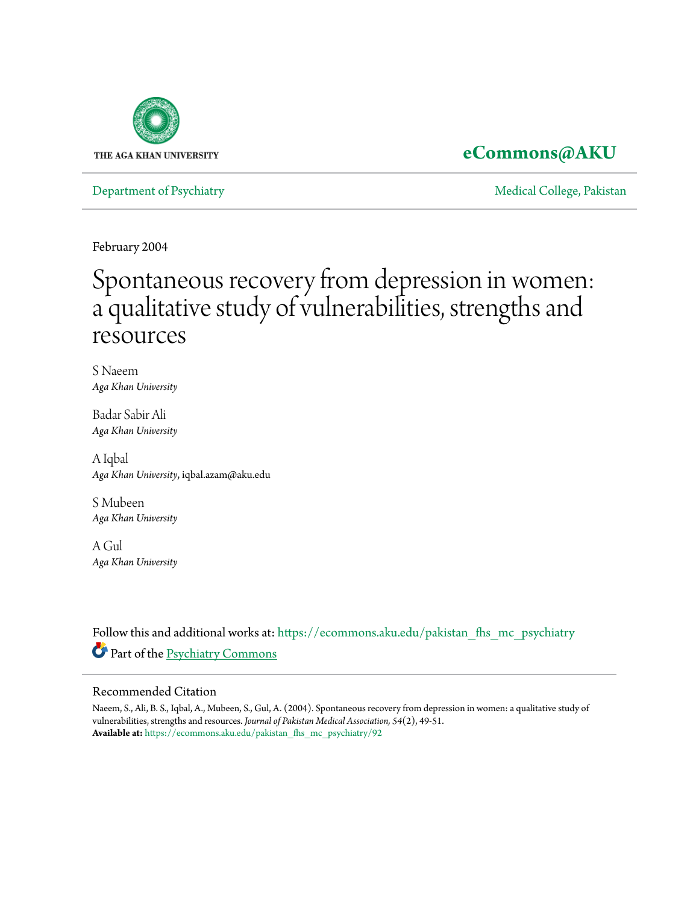THE AGA KHAN UNIVERSITY

**eCommons@AKU**

Department of Psychiatry | Medical College, Pakistan

February 2004

# Spontaneous recovery from depression in women: a qualitative study of vulnerabilities, strengths and resources

S Naeem
*Aga Khan University*

Badar Sabir Ali
*Aga Khan University*

A Iqbal
*Aga Khan University*, iqbal.azam@aku.edu

S Mubeen
*Aga Khan University*

A Gul
*Aga Khan University*

Follow this and additional works at: https://ecommons.aku.edu/pakistan_fhs_mc_psychiatry

Part of the Psychiatry Commons

## Recommended Citation

Naeem, S., Ali, B. S., Iqbal, A., Mubeen, S., Gul, A. (2004). Spontaneous recovery from depression in women: a qualitative study of vulnerabilities, strengths and resources. *Journal of Pakistan Medical Association, 54*(2), 49-51.
**Available at:** https://ecommons.aku.edu/pakistan_fhs_mc_psychiatry/92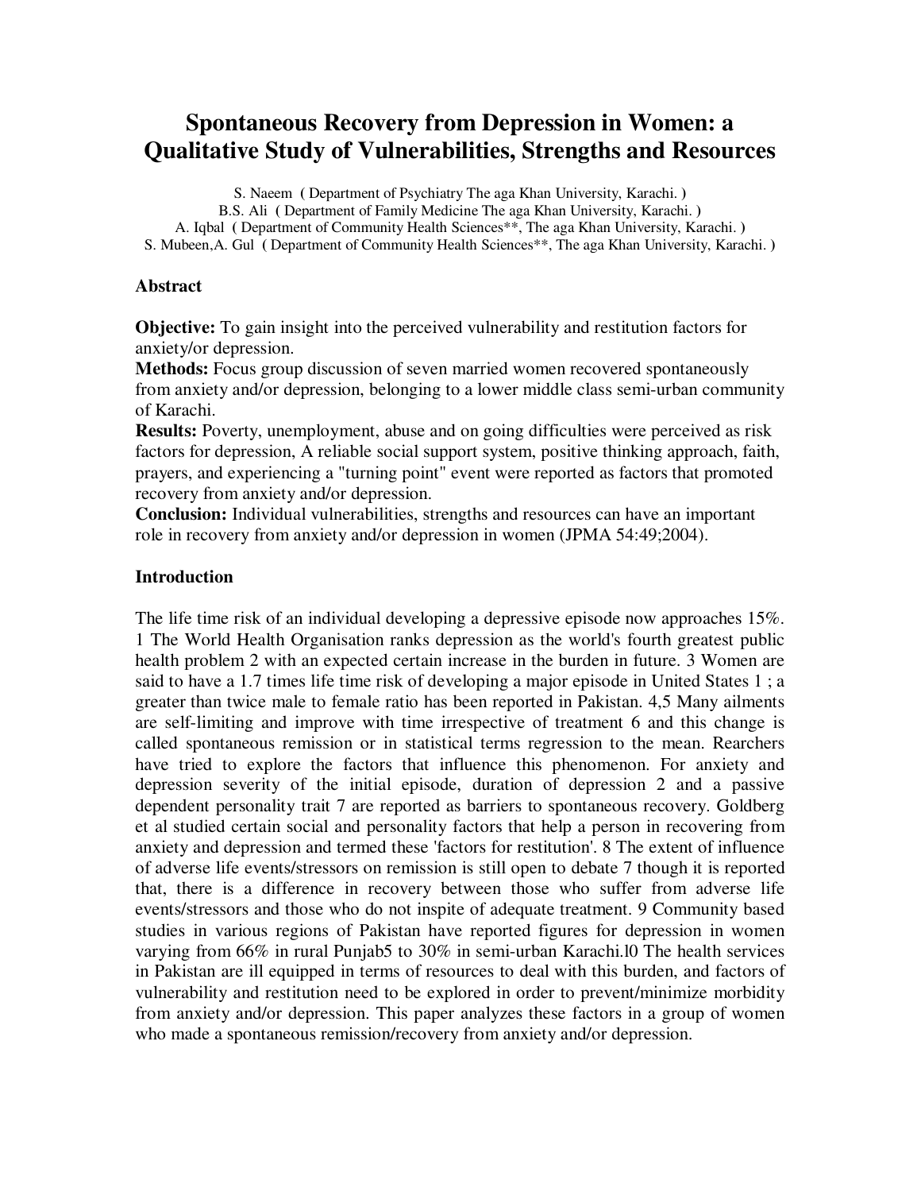# Spontaneous Recovery from Depression in Women: a Qualitative Study of Vulnerabilities, Strengths and Resources

S. Naeem ( Department of Psychiatry The aga Khan University, Karachi. )
B.S. Ali ( Department of Family Medicine The aga Khan University, Karachi. )
A. Iqbal ( Department of Community Health Sciences**, The aga Khan University, Karachi. )
S. Mubeen,A. Gul ( Department of Community Health Sciences**, The aga Khan University, Karachi. )

## Abstract

**Objective:** To gain insight into the perceived vulnerability and restitution factors for anxiety/or depression.
**Methods:** Focus group discussion of seven married women recovered spontaneously from anxiety and/or depression, belonging to a lower middle class semi-urban community of Karachi.
**Results:** Poverty, unemployment, abuse and on going difficulties were perceived as risk factors for depression, A reliable social support system, positive thinking approach, faith, prayers, and experiencing a "turning point" event were reported as factors that promoted recovery from anxiety and/or depression.
**Conclusion:** Individual vulnerabilities, strengths and resources can have an important role in recovery from anxiety and/or depression in women (JPMA 54:49;2004).

## Introduction

The life time risk of an individual developing a depressive episode now approaches 15%. 1 The World Health Organisation ranks depression as the world's fourth greatest public health problem 2 with an expected certain increase in the burden in future. 3 Women are said to have a 1.7 times life time risk of developing a major episode in United States 1 ; a greater than twice male to female ratio has been reported in Pakistan. 4,5 Many ailments are self-limiting and improve with time irrespective of treatment 6 and this change is called spontaneous remission or in statistical terms regression to the mean. Rearchers have tried to explore the factors that influence this phenomenon. For anxiety and depression severity of the initial episode, duration of depression 2 and a passive dependent personality trait 7 are reported as barriers to spontaneous recovery. Goldberg et al studied certain social and personality factors that help a person in recovering from anxiety and depression and termed these 'factors for restitution'. 8 The extent of influence of adverse life events/stressors on remission is still open to debate 7 though it is reported that, there is a difference in recovery between those who suffer from adverse life events/stressors and those who do not inspite of adequate treatment. 9 Community based studies in various regions of Pakistan have reported figures for depression in women varying from 66% in rural Punjab5 to 30% in semi-urban Karachi.l0 The health services in Pakistan are ill equipped in terms of resources to deal with this burden, and factors of vulnerability and restitution need to be explored in order to prevent/minimize morbidity from anxiety and/or depression. This paper analyzes these factors in a group of women who made a spontaneous remission/recovery from anxiety and/or depression.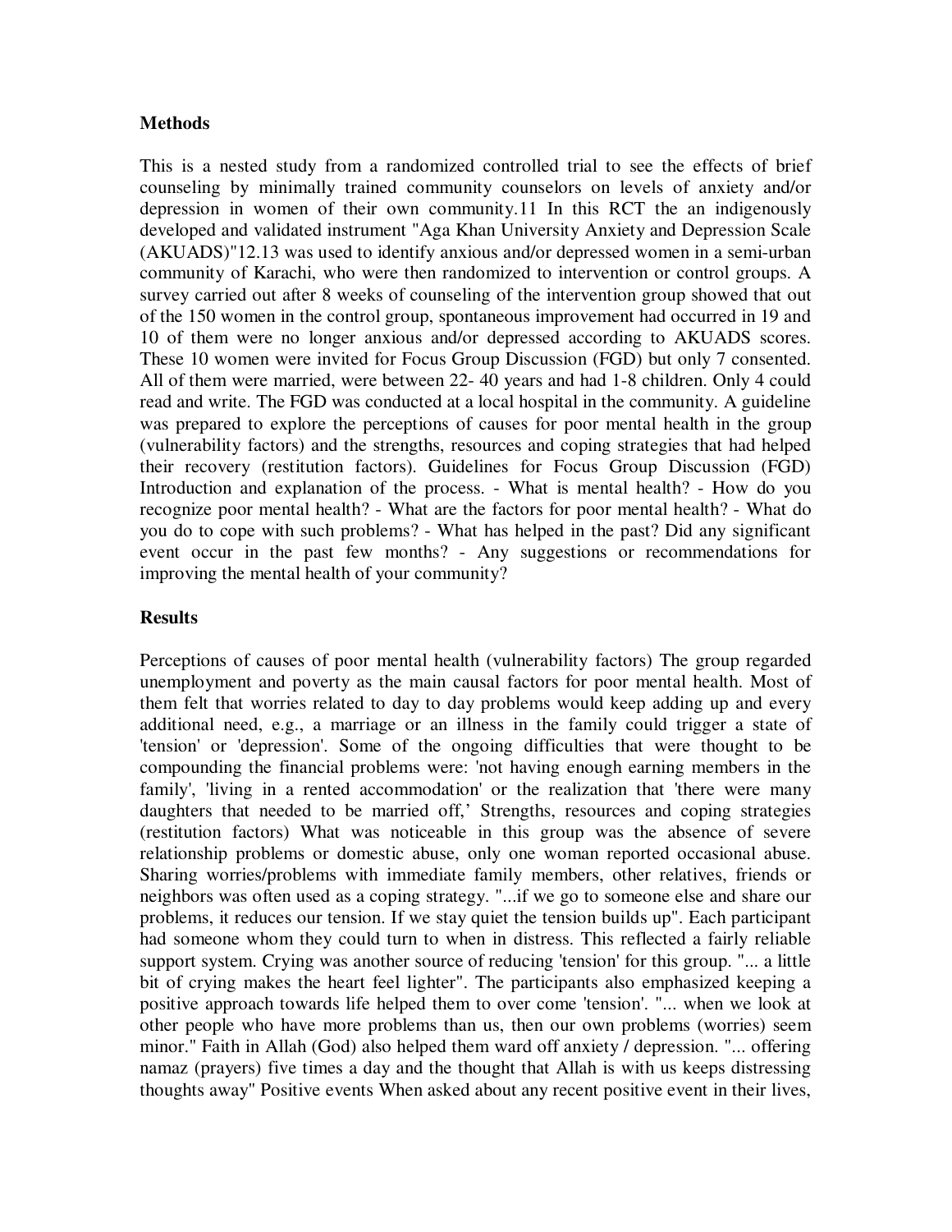**Methods**

This is a nested study from a randomized controlled trial to see the effects of brief counseling by minimally trained community counselors on levels of anxiety and/or depression in women of their own community.11 In this RCT the an indigenously developed and validated instrument "Aga Khan University Anxiety and Depression Scale (AKUADS)"12.13 was used to identify anxious and/or depressed women in a semi-urban community of Karachi, who were then randomized to intervention or control groups. A survey carried out after 8 weeks of counseling of the intervention group showed that out of the 150 women in the control group, spontaneous improvement had occurred in 19 and 10 of them were no longer anxious and/or depressed according to AKUADS scores. These 10 women were invited for Focus Group Discussion (FGD) but only 7 consented. All of them were married, were between 22- 40 years and had 1-8 children. Only 4 could read and write. The FGD was conducted at a local hospital in the community. A guideline was prepared to explore the perceptions of causes for poor mental health in the group (vulnerability factors) and the strengths, resources and coping strategies that had helped their recovery (restitution factors). Guidelines for Focus Group Discussion (FGD) Introduction and explanation of the process. - What is mental health? - How do you recognize poor mental health? - What are the factors for poor mental health? - What do you do to cope with such problems? - What has helped in the past? Did any significant event occur in the past few months? - Any suggestions or recommendations for improving the mental health of your community?

**Results**

Perceptions of causes of poor mental health (vulnerability factors) The group regarded unemployment and poverty as the main causal factors for poor mental health. Most of them felt that worries related to day to day problems would keep adding up and every additional need, e.g., a marriage or an illness in the family could trigger a state of 'tension' or 'depression'. Some of the ongoing difficulties that were thought to be compounding the financial problems were: 'not having enough earning members in the family', 'living in a rented accommodation' or the realization that 'there were many daughters that needed to be married off,' Strengths, resources and coping strategies (restitution factors) What was noticeable in this group was the absence of severe relationship problems or domestic abuse, only one woman reported occasional abuse. Sharing worries/problems with immediate family members, other relatives, friends or neighbors was often used as a coping strategy. "...if we go to someone else and share our problems, it reduces our tension. If we stay quiet the tension builds up". Each participant had someone whom they could turn to when in distress. This reflected a fairly reliable support system. Crying was another source of reducing 'tension' for this group. "... a little bit of crying makes the heart feel lighter". The participants also emphasized keeping a positive approach towards life helped them to over come 'tension'. "... when we look at other people who have more problems than us, then our own problems (worries) seem minor." Faith in Allah (God) also helped them ward off anxiety / depression. "... offering namaz (prayers) five times a day and the thought that Allah is with us keeps distressing thoughts away" Positive events When asked about any recent positive event in their lives,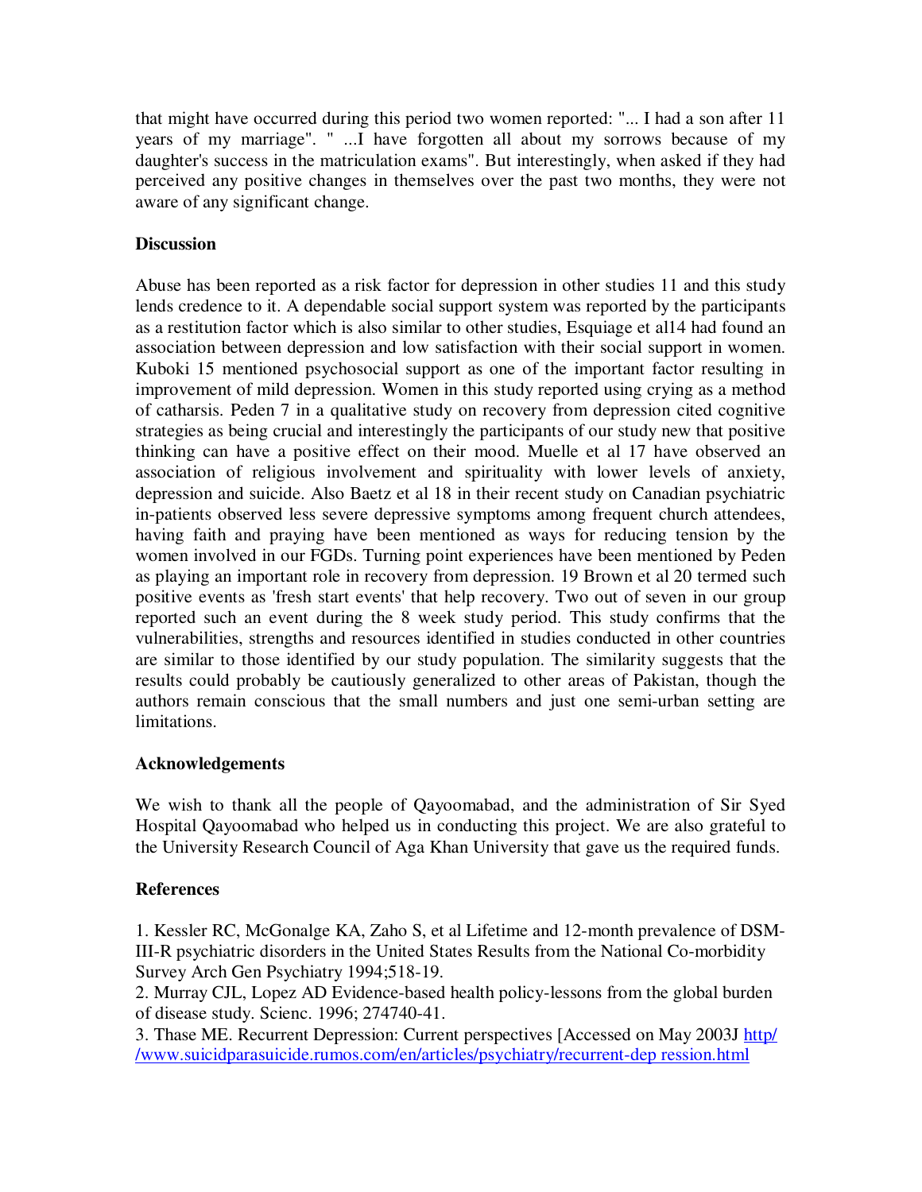that might have occurred during this period two women reported: "... I had a son after 11 years of my marriage". " ...I have forgotten all about my sorrows because of my daughter's success in the matriculation exams". But interestingly, when asked if they had perceived any positive changes in themselves over the past two months, they were not aware of any significant change.

## Discussion

Abuse has been reported as a risk factor for depression in other studies 11 and this study lends credence to it. A dependable social support system was reported by the participants as a restitution factor which is also similar to other studies, Esquiage et al14 had found an association between depression and low satisfaction with their social support in women. Kuboki 15 mentioned psychosocial support as one of the important factor resulting in improvement of mild depression. Women in this study reported using crying as a method of catharsis. Peden 7 in a qualitative study on recovery from depression cited cognitive strategies as being crucial and interestingly the participants of our study new that positive thinking can have a positive effect on their mood. Muelle et al 17 have observed an association of religious involvement and spirituality with lower levels of anxiety, depression and suicide. Also Baetz et al 18 in their recent study on Canadian psychiatric in-patients observed less severe depressive symptoms among frequent church attendees, having faith and praying have been mentioned as ways for reducing tension by the women involved in our FGDs. Turning point experiences have been mentioned by Peden as playing an important role in recovery from depression. 19 Brown et al 20 termed such positive events as 'fresh start events' that help recovery. Two out of seven in our group reported such an event during the 8 week study period. This study confirms that the vulnerabilities, strengths and resources identified in studies conducted in other countries are similar to those identified by our study population. The similarity suggests that the results could probably be cautiously generalized to other areas of Pakistan, though the authors remain conscious that the small numbers and just one semi-urban setting are limitations.

## Acknowledgements

We wish to thank all the people of Qayoomabad, and the administration of Sir Syed Hospital Qayoomabad who helped us in conducting this project. We are also grateful to the University Research Council of Aga Khan University that gave us the required funds.

## References

1. Kessler RC, McGonalge KA, Zaho S, et al Lifetime and 12-month prevalence of DSM-III-R psychiatric disorders in the United States Results from the National Co-morbidity Survey Arch Gen Psychiatry 1994;518-19.
2. Murray CJL, Lopez AD Evidence-based health policy-lessons from the global burden of disease study. Scienc. 1996; 274740-41.
3. Thase ME. Recurrent Depression: Current perspectives [Accessed on May 2003J http//www.suicidparasuicide.rumos.com/en/articles/psychiatry/recurrent-dep ression.html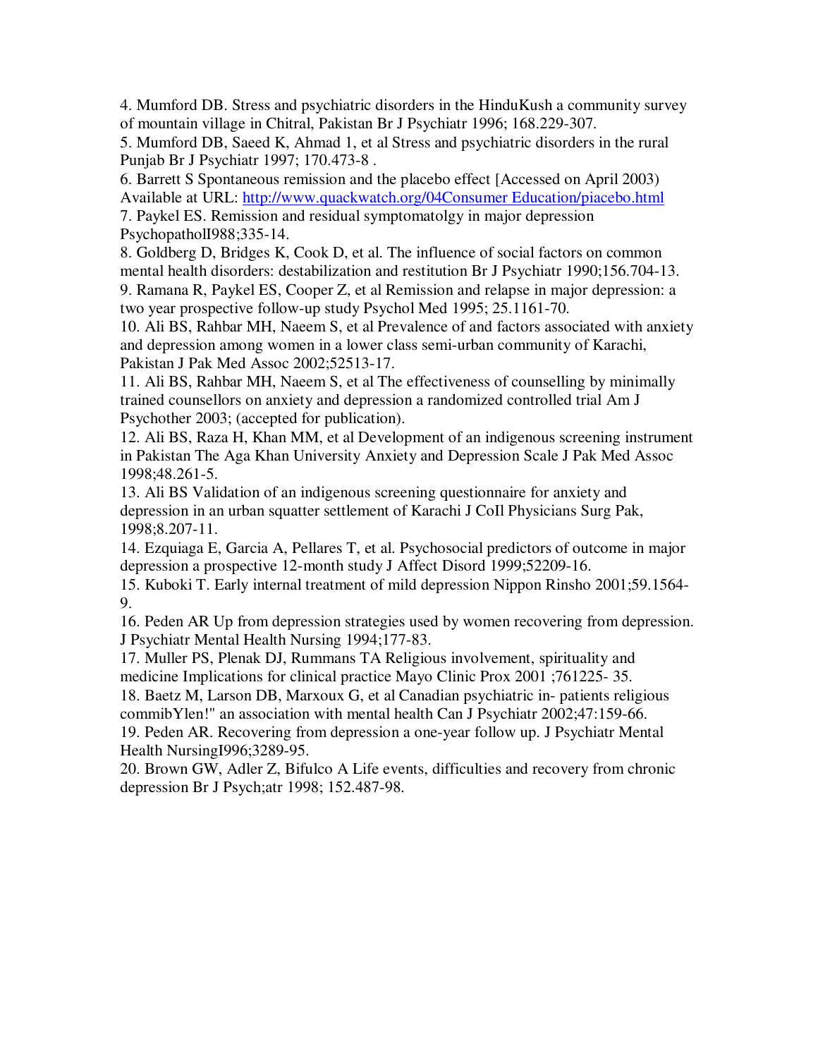4. Mumford DB. Stress and psychiatric disorders in the HinduKush a community survey of mountain village in Chitral, Pakistan Br J Psychiatr 1996; 168.229-307.

5. Mumford DB, Saeed K, Ahmad 1, et al Stress and psychiatric disorders in the rural Punjab Br J Psychiatr 1997; 170.473-8 .

6. Barrett S Spontaneous remission and the placebo effect [Accessed on April 2003) Available at URL: http://www.quackwatch.org/04Consumer Education/piacebo.html

7. Paykel ES. Remission and residual symptomatolgy in major depression PsychopatholI988;335-14.

8. Goldberg D, Bridges K, Cook D, et al. The influence of social factors on common mental health disorders: destabilization and restitution Br J Psychiatr 1990;156.704-13.

9. Ramana R, Paykel ES, Cooper Z, et al Remission and relapse in major depression: a two year prospective follow-up study Psychol Med 1995; 25.1161-70.

10. Ali BS, Rahbar MH, Naeem S, et al Prevalence of and factors associated with anxiety and depression among women in a lower class semi-urban community of Karachi, Pakistan J Pak Med Assoc 2002;52513-17.

11. Ali BS, Rahbar MH, Naeem S, et al The effectiveness of counselling by minimally trained counsellors on anxiety and depression a randomized controlled trial Am J Psychother 2003; (accepted for publication).

12. Ali BS, Raza H, Khan MM, et al Development of an indigenous screening instrument in Pakistan The Aga Khan University Anxiety and Depression Scale J Pak Med Assoc 1998;48.261-5.

13. Ali BS Validation of an indigenous screening questionnaire for anxiety and depression in an urban squatter settlement of Karachi J CoIl Physicians Surg Pak, 1998;8.207-11.

14. Ezquiaga E, Garcia A, Pellares T, et al. Psychosocial predictors of outcome in major depression a prospective 12-month study J Affect Disord 1999;52209-16.

15. Kuboki T. Early internal treatment of mild depression Nippon Rinsho 2001;59.1564-9.

16. Peden AR Up from depression strategies used by women recovering from depression. J Psychiatr Mental Health Nursing 1994;177-83.

17. Muller PS, Plenak DJ, Rummans TA Religious involvement, spirituality and medicine Implications for clinical practice Mayo Clinic Prox 2001 ;761225- 35.

18. Baetz M, Larson DB, Marxoux G, et al Canadian psychiatric in- patients religious commibYlen!" an association with mental health Can J Psychiatr 2002;47:159-66.

19. Peden AR. Recovering from depression a one-year follow up. J Psychiatr Mental Health NursingI996;3289-95.

20. Brown GW, Adler Z, Bifulco A Life events, difficulties and recovery from chronic depression Br J Psych;atr 1998; 152.487-98.